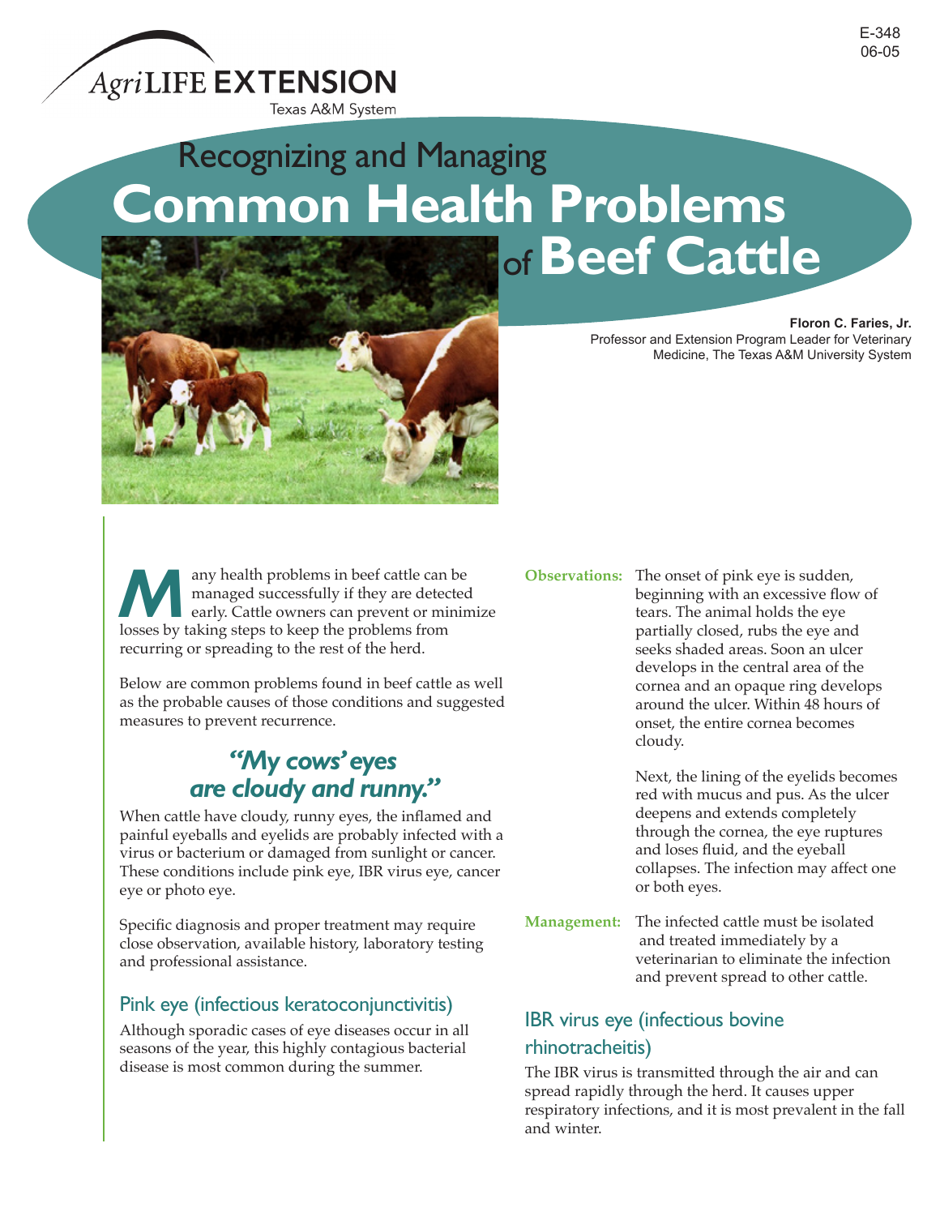AgriLIFE EXTENSION
Texas A&M System

E-348
06-05

# Recognizing and Managing Common Health Problems of Beef Cattle

**Floron C. Faries, Jr.**
Professor and Extension Program Leader for Veterinary Medicine, The Texas A&M University System

Many health problems in beef cattle can be managed successfully if they are detected early. Cattle owners can prevent or minimize losses by taking steps to keep the problems from recurring or spreading to the rest of the herd.

Below are common problems found in beef cattle as well as the probable causes of those conditions and suggested measures to prevent recurrence.

## *"My cows' eyes are cloudy and runny."*

When cattle have cloudy, runny eyes, the inflamed and painful eyeballs and eyelids are probably infected with a virus or bacterium or damaged from sunlight or cancer. These conditions include pink eye, IBR virus eye, cancer eye or photo eye.

Specific diagnosis and proper treatment may require close observation, available history, laboratory testing and professional assistance.

### Pink eye (infectious keratoconjunctivitis)

Although sporadic cases of eye diseases occur in all seasons of the year, this highly contagious bacterial disease is most common during the summer.

**Observations:** The onset of pink eye is sudden, beginning with an excessive flow of tears. The animal holds the eye partially closed, rubs the eye and seeks shaded areas. Soon an ulcer develops in the central area of the cornea and an opaque ring develops around the ulcer. Within 48 hours of onset, the entire cornea becomes cloudy.

Next, the lining of the eyelids becomes red with mucus and pus. As the ulcer deepens and extends completely through the cornea, the eye ruptures and loses fluid, and the eyeball collapses. The infection may affect one or both eyes.

**Management:** The infected cattle must be isolated and treated immediately by a veterinarian to eliminate the infection and prevent spread to other cattle.

### IBR virus eye (infectious bovine rhinotracheitis)

The IBR virus is transmitted through the air and can spread rapidly through the herd. It causes upper respiratory infections, and it is most prevalent in the fall and winter.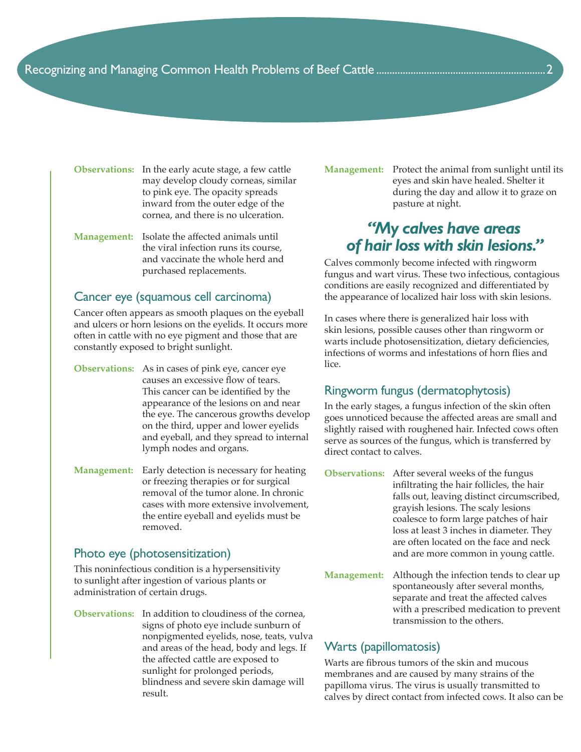**Observations:** In the early acute stage, a few cattle may develop cloudy corneas, similar to pink eye. The opacity spreads inward from the outer edge of the cornea, and there is no ulceration.

**Management:** Isolate the affected animals until the viral infection runs its course, and vaccinate the whole herd and purchased replacements.

### Cancer eye (squamous cell carcinoma)

Cancer often appears as smooth plaques on the eyeball and ulcers or horn lesions on the eyelids. It occurs more often in cattle with no eye pigment and those that are constantly exposed to bright sunlight.

**Observations:** As in cases of pink eye, cancer eye causes an excessive flow of tears. This cancer can be identified by the appearance of the lesions on and near the eye. The cancerous growths develop on the third, upper and lower eyelids and eyeball, and they spread to internal lymph nodes and organs.

**Management:** Early detection is necessary for heating or freezing therapies or for surgical removal of the tumor alone. In chronic cases with more extensive involvement, the entire eyeball and eyelids must be removed.

### Photo eye (photosensitization)

This noninfectious condition is a hypersensitivity to sunlight after ingestion of various plants or administration of certain drugs.

**Observations:** In addition to cloudiness of the cornea, signs of photo eye include sunburn of nonpigmented eyelids, nose, teats, vulva and areas of the head, body and legs. If the affected cattle are exposed to sunlight for prolonged periods, blindness and severe skin damage will result.

**Management:** Protect the animal from sunlight until its eyes and skin have healed. Shelter it during the day and allow it to graze on pasture at night.

## *"My calves have areas of hair loss with skin lesions."*

Calves commonly become infected with ringworm fungus and wart virus. These two infectious, contagious conditions are easily recognized and differentiated by the appearance of localized hair loss with skin lesions.

In cases where there is generalized hair loss with skin lesions, possible causes other than ringworm or warts include photosensitization, dietary deficiencies, infections of worms and infestations of horn flies and lice.

### Ringworm fungus (dermatophytosis)

In the early stages, a fungus infection of the skin often goes unnoticed because the affected areas are small and slightly raised with roughened hair. Infected cows often serve as sources of the fungus, which is transferred by direct contact to calves.

**Observations:** After several weeks of the fungus infiltrating the hair follicles, the hair falls out, leaving distinct circumscribed, grayish lesions. The scaly lesions coalesce to form large patches of hair loss at least 3 inches in diameter. They are often located on the face and neck and are more common in young cattle.

**Management:** Although the infection tends to clear up spontaneously after several months, separate and treat the affected calves with a prescribed medication to prevent transmission to the others.

### Warts (papillomatosis)

Warts are fibrous tumors of the skin and mucous membranes and are caused by many strains of the papilloma virus. The virus is usually transmitted to calves by direct contact from infected cows. It also can be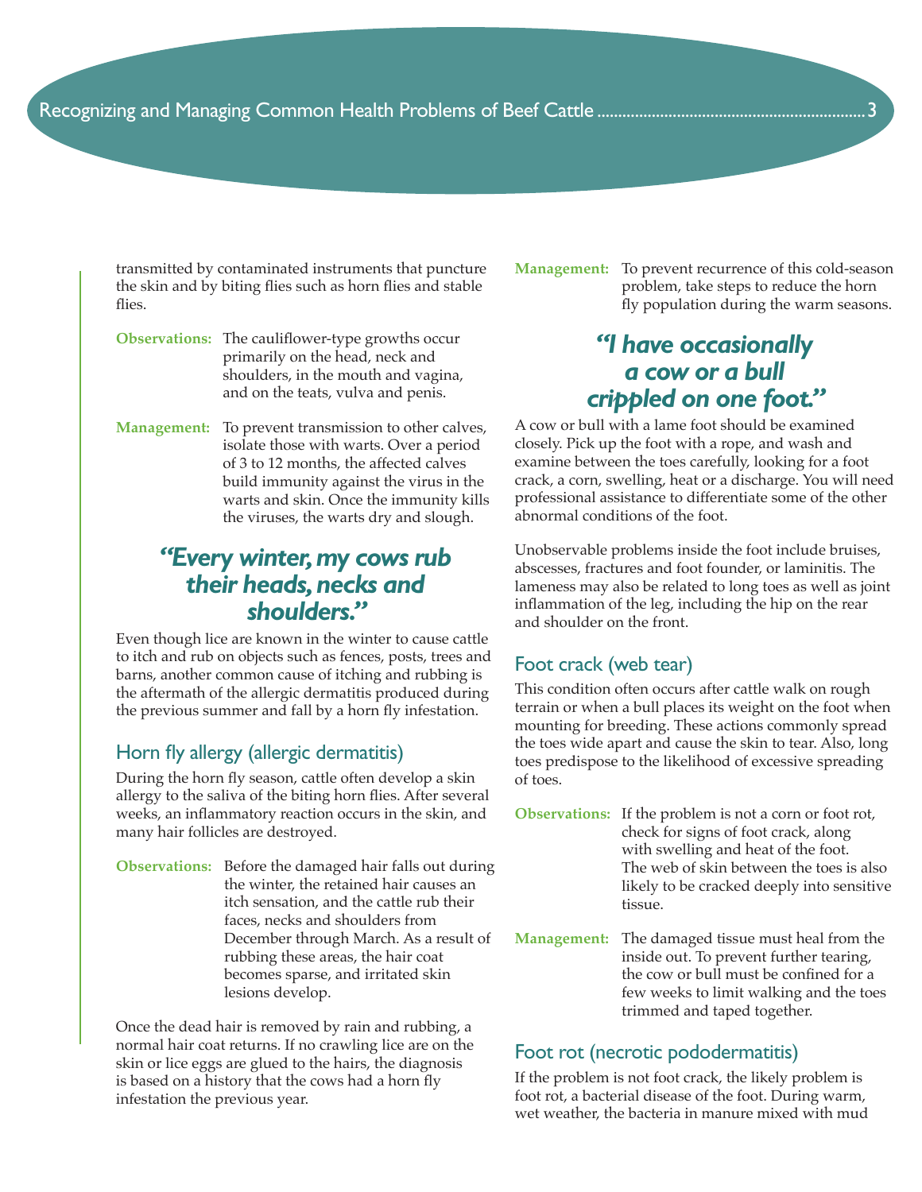transmitted by contaminated instruments that puncture the skin and by biting flies such as horn flies and stable flies.

**Observations:** The cauliflower-type growths occur primarily on the head, neck and shoulders, in the mouth and vagina, and on the teats, vulva and penis.

**Management:** To prevent transmission to other calves, isolate those with warts. Over a period of 3 to 12 months, the affected calves build immunity against the virus in the warts and skin. Once the immunity kills the viruses, the warts dry and slough.

## *"Every winter, my cows rub their heads, necks and shoulders."*

Even though lice are known in the winter to cause cattle to itch and rub on objects such as fences, posts, trees and barns, another common cause of itching and rubbing is the aftermath of the allergic dermatitis produced during the previous summer and fall by a horn fly infestation.

### Horn fly allergy (allergic dermatitis)

During the horn fly season, cattle often develop a skin allergy to the saliva of the biting horn flies. After several weeks, an inflammatory reaction occurs in the skin, and many hair follicles are destroyed.

**Observations:** Before the damaged hair falls out during the winter, the retained hair causes an itch sensation, and the cattle rub their faces, necks and shoulders from December through March. As a result of rubbing these areas, the hair coat becomes sparse, and irritated skin lesions develop.

Once the dead hair is removed by rain and rubbing, a normal hair coat returns. If no crawling lice are on the skin or lice eggs are glued to the hairs, the diagnosis is based on a history that the cows had a horn fly infestation the previous year.

**Management:** To prevent recurrence of this cold-season problem, take steps to reduce the horn fly population during the warm seasons.

## *"I have occasionally a cow or a bull crippled on one foot."*

A cow or bull with a lame foot should be examined closely. Pick up the foot with a rope, and wash and examine between the toes carefully, looking for a foot crack, a corn, swelling, heat or a discharge. You will need professional assistance to differentiate some of the other abnormal conditions of the foot.

Unobservable problems inside the foot include bruises, abscesses, fractures and foot founder, or laminitis. The lameness may also be related to long toes as well as joint inflammation of the leg, including the hip on the rear and shoulder on the front.

### Foot crack (web tear)

This condition often occurs after cattle walk on rough terrain or when a bull places its weight on the foot when mounting for breeding. These actions commonly spread the toes wide apart and cause the skin to tear. Also, long toes predispose to the likelihood of excessive spreading of toes.

**Observations:** If the problem is not a corn or foot rot, check for signs of foot crack, along with swelling and heat of the foot. The web of skin between the toes is also likely to be cracked deeply into sensitive tissue.

**Management:** The damaged tissue must heal from the inside out. To prevent further tearing, the cow or bull must be confined for a few weeks to limit walking and the toes trimmed and taped together.

### Foot rot (necrotic pododermatitis)

If the problem is not foot crack, the likely problem is foot rot, a bacterial disease of the foot. During warm, wet weather, the bacteria in manure mixed with mud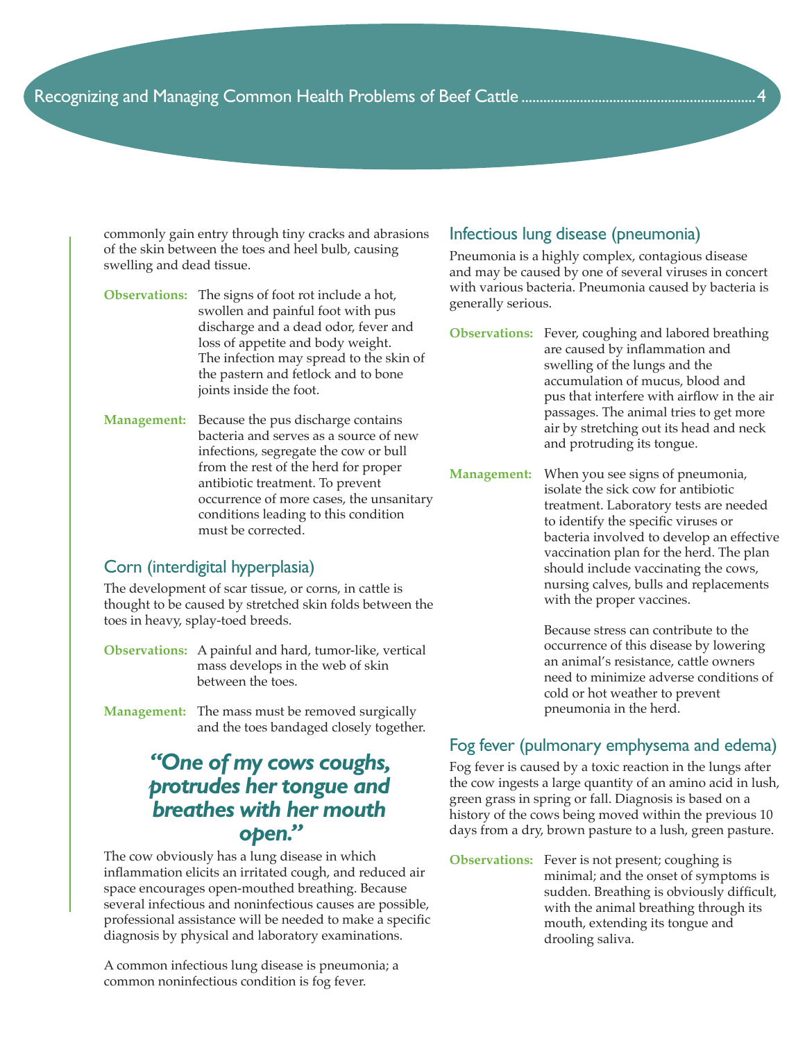commonly gain entry through tiny cracks and abrasions of the skin between the toes and heel bulb, causing swelling and dead tissue.

**Observations:** The signs of foot rot include a hot, swollen and painful foot with pus discharge and a dead odor, fever and loss of appetite and body weight. The infection may spread to the skin of the pastern and fetlock and to bone joints inside the foot.

**Management:** Because the pus discharge contains bacteria and serves as a source of new infections, segregate the cow or bull from the rest of the herd for proper antibiotic treatment. To prevent occurrence of more cases, the unsanitary conditions leading to this condition must be corrected.

## Corn (interdigital hyperplasia)

The development of scar tissue, or corns, in cattle is thought to be caused by stretched skin folds between the toes in heavy, splay-toed breeds.

**Observations:** A painful and hard, tumor-like, vertical mass develops in the web of skin between the toes.

**Management:** The mass must be removed surgically and the toes bandaged closely together.

## *"One of my cows coughs, protrudes her tongue and breathes with her mouth open."*

The cow obviously has a lung disease in which inflammation elicits an irritated cough, and reduced air space encourages open-mouthed breathing. Because several infectious and noninfectious causes are possible, professional assistance will be needed to make a specific diagnosis by physical and laboratory examinations.

A common infectious lung disease is pneumonia; a common noninfectious condition is fog fever.

## Infectious lung disease (pneumonia)

Pneumonia is a highly complex, contagious disease and may be caused by one of several viruses in concert with various bacteria. Pneumonia caused by bacteria is generally serious.

**Observations:** Fever, coughing and labored breathing are caused by inflammation and swelling of the lungs and the accumulation of mucus, blood and pus that interfere with airflow in the air passages. The animal tries to get more air by stretching out its head and neck and protruding its tongue.

**Management:** When you see signs of pneumonia, isolate the sick cow for antibiotic treatment. Laboratory tests are needed to identify the specific viruses or bacteria involved to develop an effective vaccination plan for the herd. The plan should include vaccinating the cows, nursing calves, bulls and replacements with the proper vaccines.

Because stress can contribute to the occurrence of this disease by lowering an animal's resistance, cattle owners need to minimize adverse conditions of cold or hot weather to prevent pneumonia in the herd.

## Fog fever (pulmonary emphysema and edema)

Fog fever is caused by a toxic reaction in the lungs after the cow ingests a large quantity of an amino acid in lush, green grass in spring or fall. Diagnosis is based on a history of the cows being moved within the previous 10 days from a dry, brown pasture to a lush, green pasture.

**Observations:** Fever is not present; coughing is minimal; and the onset of symptoms is sudden. Breathing is obviously difficult, with the animal breathing through its mouth, extending its tongue and drooling saliva.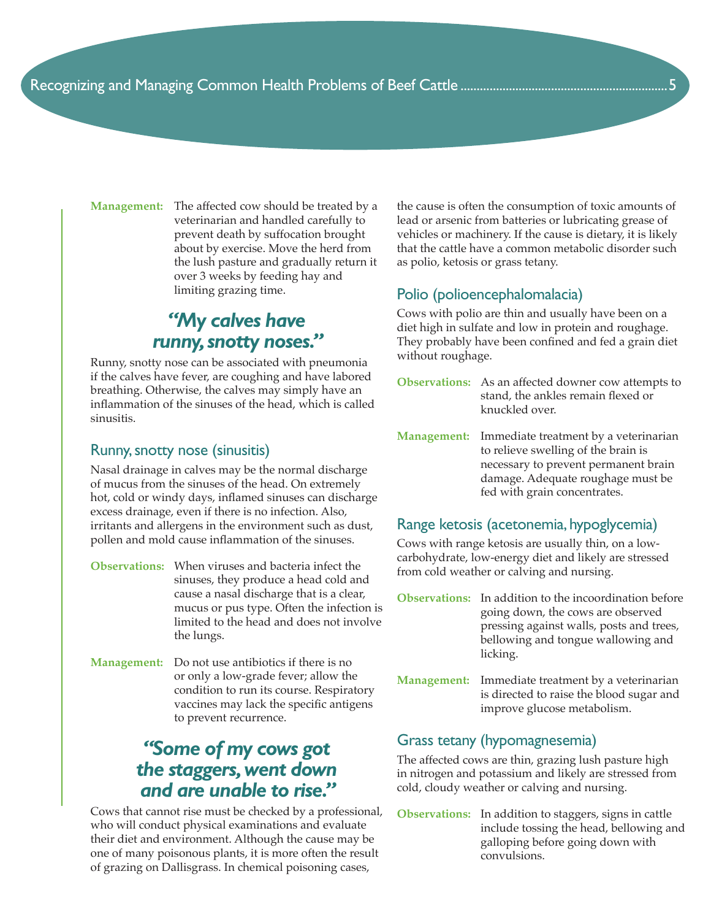**Management:** The affected cow should be treated by a veterinarian and handled carefully to prevent death by suffocation brought about by exercise. Move the herd from the lush pasture and gradually return it over 3 weeks by feeding hay and limiting grazing time.

## *"My calves have runny, snotty noses."*

Runny, snotty nose can be associated with pneumonia if the calves have fever, are coughing and have labored breathing. Otherwise, the calves may simply have an inflammation of the sinuses of the head, which is called sinusitis.

### Runny, snotty nose (sinusitis)

Nasal drainage in calves may be the normal discharge of mucus from the sinuses of the head. On extremely hot, cold or windy days, inflamed sinuses can discharge excess drainage, even if there is no infection. Also, irritants and allergens in the environment such as dust, pollen and mold cause inflammation of the sinuses.

**Observations:** When viruses and bacteria infect the sinuses, they produce a head cold and cause a nasal discharge that is a clear, mucus or pus type. Often the infection is limited to the head and does not involve the lungs.

**Management:** Do not use antibiotics if there is no or only a low-grade fever; allow the condition to run its course. Respiratory vaccines may lack the specific antigens to prevent recurrence.

## *"Some of my cows got the staggers, went down and are unable to rise."*

Cows that cannot rise must be checked by a professional, who will conduct physical examinations and evaluate their diet and environment. Although the cause may be one of many poisonous plants, it is more often the result of grazing on Dallisgrass. In chemical poisoning cases, the cause is often the consumption of toxic amounts of lead or arsenic from batteries or lubricating grease of vehicles or machinery. If the cause is dietary, it is likely that the cattle have a common metabolic disorder such as polio, ketosis or grass tetany.

### Polio (polioencephalomalacia)

Cows with polio are thin and usually have been on a diet high in sulfate and low in protein and roughage. They probably have been confined and fed a grain diet without roughage.

**Observations:** As an affected downer cow attempts to stand, the ankles remain flexed or knuckled over.

**Management:** Immediate treatment by a veterinarian to relieve swelling of the brain is necessary to prevent permanent brain damage. Adequate roughage must be fed with grain concentrates.

### Range ketosis (acetonemia, hypoglycemia)

Cows with range ketosis are usually thin, on a low-carbohydrate, low-energy diet and likely are stressed from cold weather or calving and nursing.

**Observations:** In addition to the incoordination before going down, the cows are observed pressing against walls, posts and trees, bellowing and tongue wallowing and licking.

**Management:** Immediate treatment by a veterinarian is directed to raise the blood sugar and improve glucose metabolism.

### Grass tetany (hypomagnesemia)

The affected cows are thin, grazing lush pasture high in nitrogen and potassium and likely are stressed from cold, cloudy weather or calving and nursing.

**Observations:** In addition to staggers, signs in cattle include tossing the head, bellowing and galloping before going down with convulsions.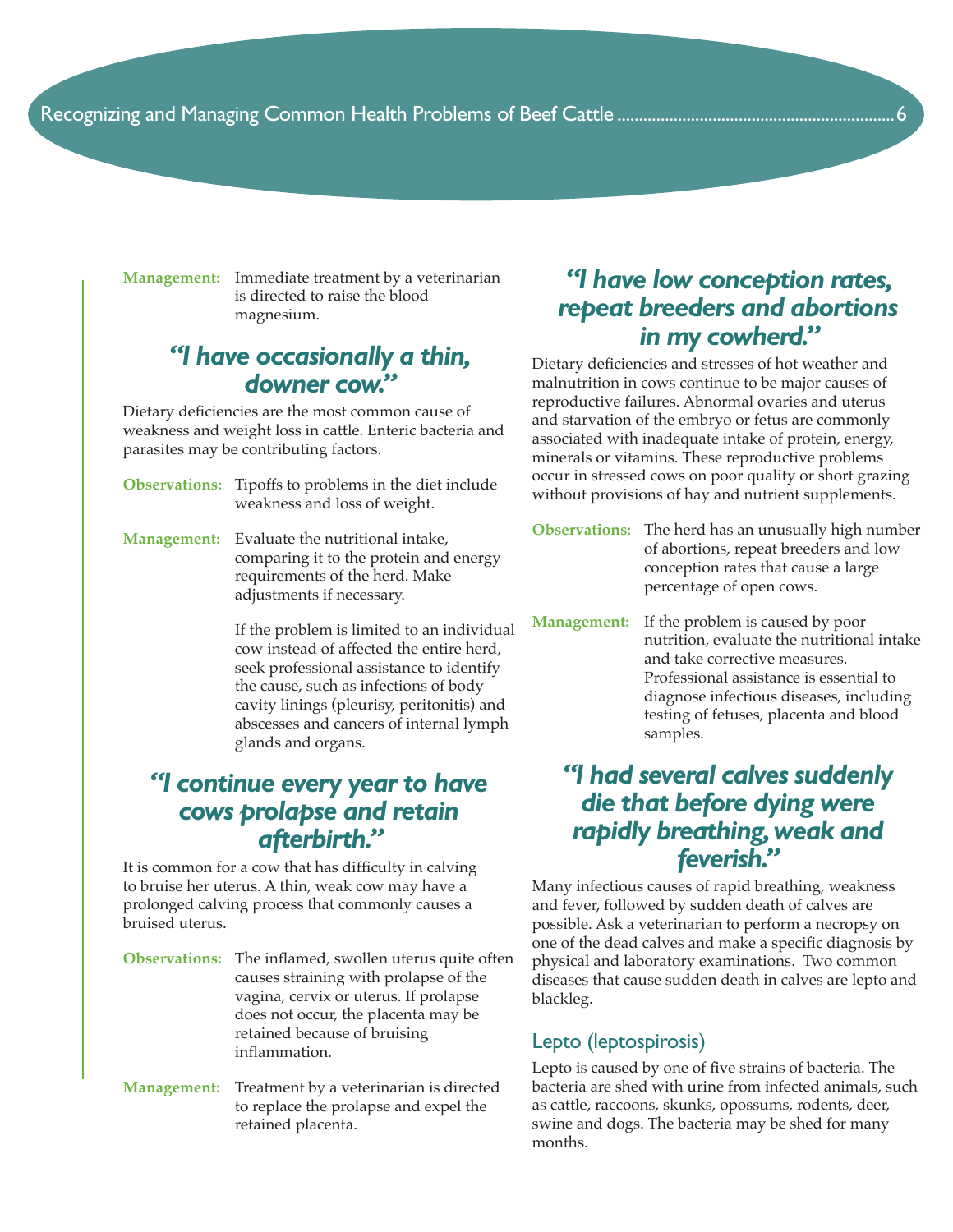**Management:** Immediate treatment by a veterinarian is directed to raise the blood magnesium.

## *"I have occasionally a thin, downer cow."*

Dietary deficiencies are the most common cause of weakness and weight loss in cattle. Enteric bacteria and parasites may be contributing factors.

**Observations:** Tipoffs to problems in the diet include weakness and loss of weight.

**Management:** Evaluate the nutritional intake, comparing it to the protein and energy requirements of the herd. Make adjustments if necessary.

If the problem is limited to an individual cow instead of affected the entire herd, seek professional assistance to identify the cause, such as infections of body cavity linings (pleurisy, peritonitis) and abscesses and cancers of internal lymph glands and organs.

## *"I continue every year to have cows prolapse and retain afterbirth."*

It is common for a cow that has difficulty in calving to bruise her uterus. A thin, weak cow may have a prolonged calving process that commonly causes a bruised uterus.

**Observations:** The inflamed, swollen uterus quite often causes straining with prolapse of the vagina, cervix or uterus. If prolapse does not occur, the placenta may be retained because of bruising inflammation.

**Management:** Treatment by a veterinarian is directed to replace the prolapse and expel the retained placenta.

## *"I have low conception rates, repeat breeders and abortions in my cowherd."*

Dietary deficiencies and stresses of hot weather and malnutrition in cows continue to be major causes of reproductive failures. Abnormal ovaries and uterus and starvation of the embryo or fetus are commonly associated with inadequate intake of protein, energy, minerals or vitamins. These reproductive problems occur in stressed cows on poor quality or short grazing without provisions of hay and nutrient supplements.

**Observations:** The herd has an unusually high number of abortions, repeat breeders and low conception rates that cause a large percentage of open cows.

**Management:** If the problem is caused by poor nutrition, evaluate the nutritional intake and take corrective measures. Professional assistance is essential to diagnose infectious diseases, including testing of fetuses, placenta and blood samples.

## *"I had several calves suddenly die that before dying were rapidly breathing, weak and feverish."*

Many infectious causes of rapid breathing, weakness and fever, followed by sudden death of calves are possible. Ask a veterinarian to perform a necropsy on one of the dead calves and make a specific diagnosis by physical and laboratory examinations. Two common diseases that cause sudden death in calves are lepto and blackleg.

### Lepto (leptospirosis)

Lepto is caused by one of five strains of bacteria. The bacteria are shed with urine from infected animals, such as cattle, raccoons, skunks, opossums, rodents, deer, swine and dogs. The bacteria may be shed for many months.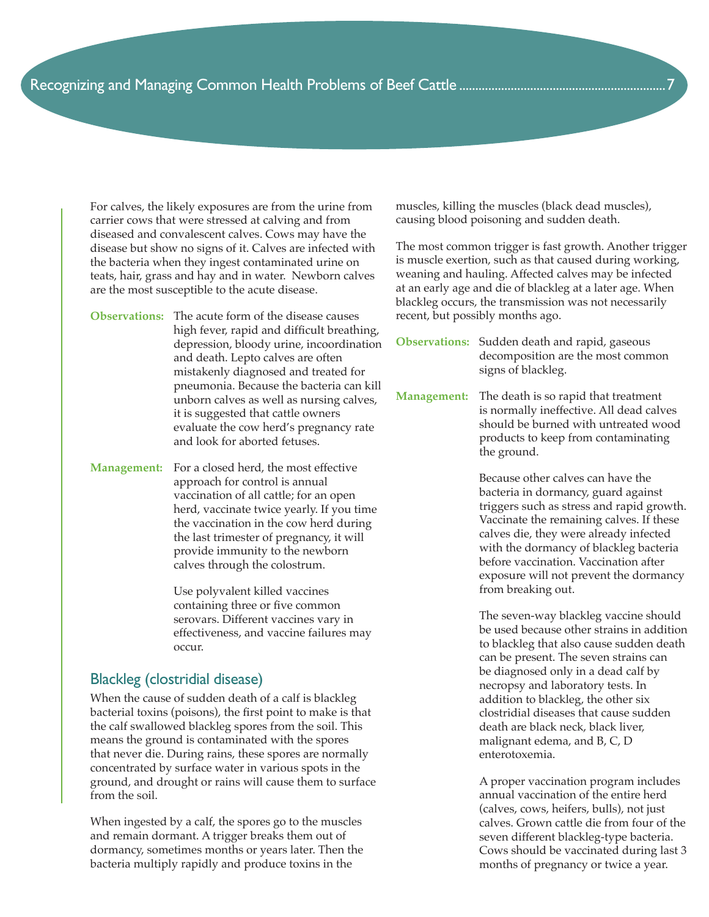For calves, the likely exposures are from the urine from carrier cows that were stressed at calving and from diseased and convalescent calves. Cows may have the disease but show no signs of it. Calves are infected with the bacteria when they ingest contaminated urine on teats, hair, grass and hay and in water. Newborn calves are the most susceptible to the acute disease.

**Observations:** The acute form of the disease causes high fever, rapid and difficult breathing, depression, bloody urine, incoordination and death. Lepto calves are often mistakenly diagnosed and treated for pneumonia. Because the bacteria can kill unborn calves as well as nursing calves, it is suggested that cattle owners evaluate the cow herd's pregnancy rate and look for aborted fetuses.

**Management:** For a closed herd, the most effective approach for control is annual vaccination of all cattle; for an open herd, vaccinate twice yearly. If you time the vaccination in the cow herd during the last trimester of pregnancy, it will provide immunity to the newborn calves through the colostrum.

Use polyvalent killed vaccines containing three or five common serovars. Different vaccines vary in effectiveness, and vaccine failures may occur.

## Blackleg (clostridial disease)

When the cause of sudden death of a calf is blackleg bacterial toxins (poisons), the first point to make is that the calf swallowed blackleg spores from the soil. This means the ground is contaminated with the spores that never die. During rains, these spores are normally concentrated by surface water in various spots in the ground, and drought or rains will cause them to surface from the soil.

When ingested by a calf, the spores go to the muscles and remain dormant. A trigger breaks them out of dormancy, sometimes months or years later. Then the bacteria multiply rapidly and produce toxins in the muscles, killing the muscles (black dead muscles), causing blood poisoning and sudden death.

The most common trigger is fast growth. Another trigger is muscle exertion, such as that caused during working, weaning and hauling. Affected calves may be infected at an early age and die of blackleg at a later age. When blackleg occurs, the transmission was not necessarily recent, but possibly months ago.

**Observations:** Sudden death and rapid, gaseous decomposition are the most common signs of blackleg.

**Management:** The death is so rapid that treatment is normally ineffective. All dead calves should be burned with untreated wood products to keep from contaminating the ground.

Because other calves can have the bacteria in dormancy, guard against triggers such as stress and rapid growth. Vaccinate the remaining calves. If these calves die, they were already infected with the dormancy of blackleg bacteria before vaccination. Vaccination after exposure will not prevent the dormancy from breaking out.

The seven-way blackleg vaccine should be used because other strains in addition to blackleg that also cause sudden death can be present. The seven strains can be diagnosed only in a dead calf by necropsy and laboratory tests. In addition to blackleg, the other six clostridial diseases that cause sudden death are black neck, black liver, malignant edema, and B, C, D enterotoxemia.

A proper vaccination program includes annual vaccination of the entire herd (calves, cows, heifers, bulls), not just calves. Grown cattle die from four of the seven different blackleg-type bacteria. Cows should be vaccinated during last 3 months of pregnancy or twice a year.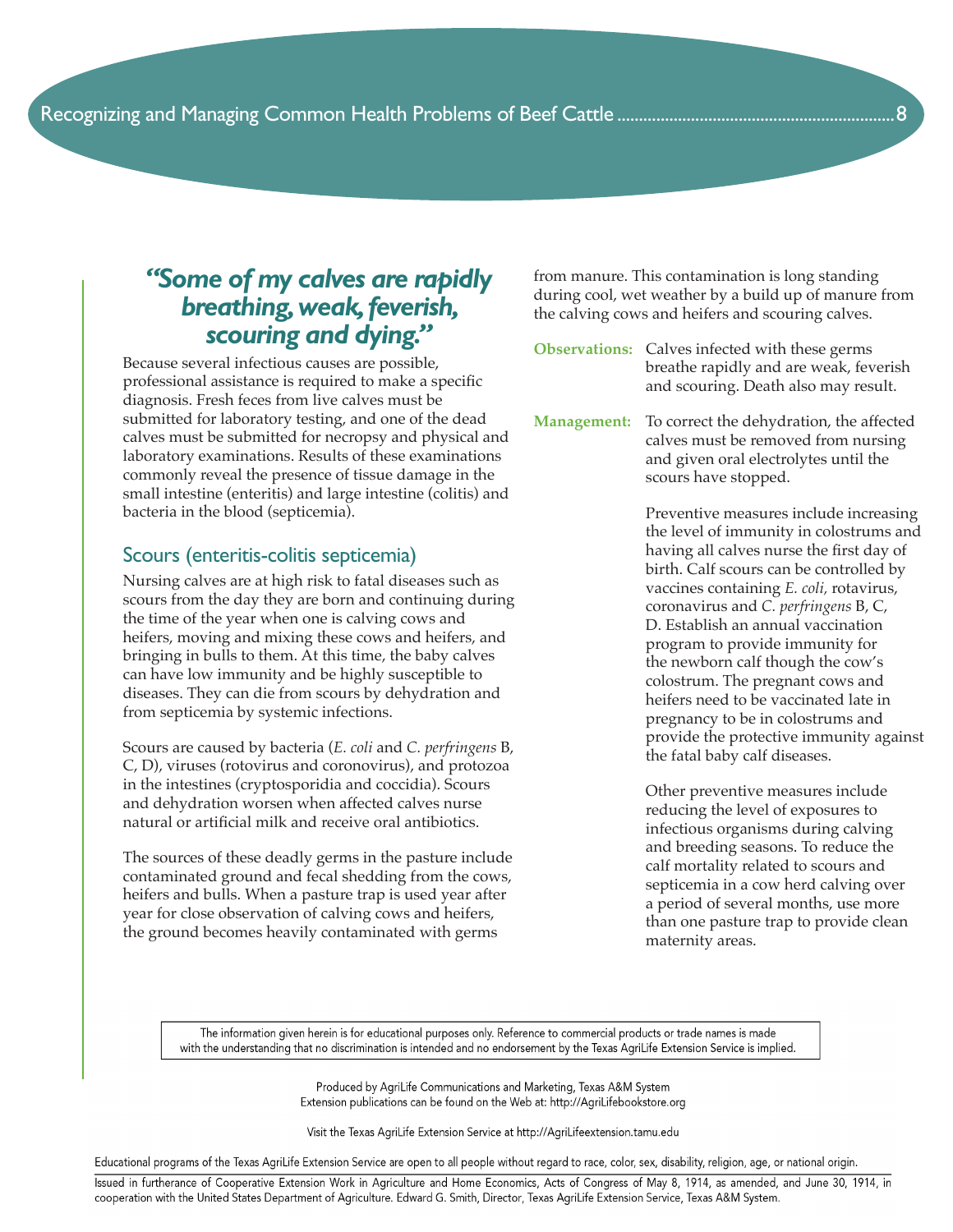## *"Some of my calves are rapidly breathing, weak, feverish, scouring and dying."*

Because several infectious causes are possible, professional assistance is required to make a specific diagnosis. Fresh feces from live calves must be submitted for laboratory testing, and one of the dead calves must be submitted for necropsy and physical and laboratory examinations. Results of these examinations commonly reveal the presence of tissue damage in the small intestine (enteritis) and large intestine (colitis) and bacteria in the blood (septicemia).

### Scours (enteritis-colitis septicemia)

Nursing calves are at high risk to fatal diseases such as scours from the day they are born and continuing during the time of the year when one is calving cows and heifers, moving and mixing these cows and heifers, and bringing in bulls to them. At this time, the baby calves can have low immunity and be highly susceptible to diseases. They can die from scours by dehydration and from septicemia by systemic infections.

Scours are caused by bacteria (*E. coli* and *C. perfringens* B, C, D), viruses (rotovirus and coronovirus), and protozoa in the intestines (cryptosporidia and coccidia). Scours and dehydration worsen when affected calves nurse natural or artificial milk and receive oral antibiotics.

The sources of these deadly germs in the pasture include contaminated ground and fecal shedding from the cows, heifers and bulls. When a pasture trap is used year after year for close observation of calving cows and heifers, the ground becomes heavily contaminated with germs from manure. This contamination is long standing during cool, wet weather by a build up of manure from the calving cows and heifers and scouring calves.

**Observations:** Calves infected with these germs breathe rapidly and are weak, feverish and scouring. Death also may result.

**Management:** To correct the dehydration, the affected calves must be removed from nursing and given oral electrolytes until the scours have stopped.

Preventive measures include increasing the level of immunity in colostrums and having all calves nurse the first day of birth. Calf scours can be controlled by vaccines containing *E. coli,* rotavirus, coronavirus and *C. perfringens* B, C, D. Establish an annual vaccination program to provide immunity for the newborn calf though the cow's colostrum. The pregnant cows and heifers need to be vaccinated late in pregnancy to be in colostrums and provide the protective immunity against the fatal baby calf diseases.

Other preventive measures include reducing the level of exposures to infectious organisms during calving and breeding seasons. To reduce the calf mortality related to scours and septicemia in a cow herd calving over a period of several months, use more than one pasture trap to provide clean maternity areas.

The information given herein is for educational purposes only. Reference to commercial products or trade names is made with the understanding that no discrimination is intended and no endorsement by the Texas AgriLife Extension Service is implied.

Produced by AgriLife Communications and Marketing, Texas A&M System
Extension publications can be found on the Web at: http://AgriLifebookstore.org

Visit the Texas AgriLife Extension Service at http://AgriLifeextension.tamu.edu

Educational programs of the Texas AgriLife Extension Service are open to all people without regard to race, color, sex, disability, religion, age, or national origin.

Issued in furtherance of Cooperative Extension Work in Agriculture and Home Economics, Acts of Congress of May 8, 1914, as amended, and June 30, 1914, in cooperation with the United States Department of Agriculture. Edward G. Smith, Director, Texas AgriLife Extension Service, Texas A&M System.